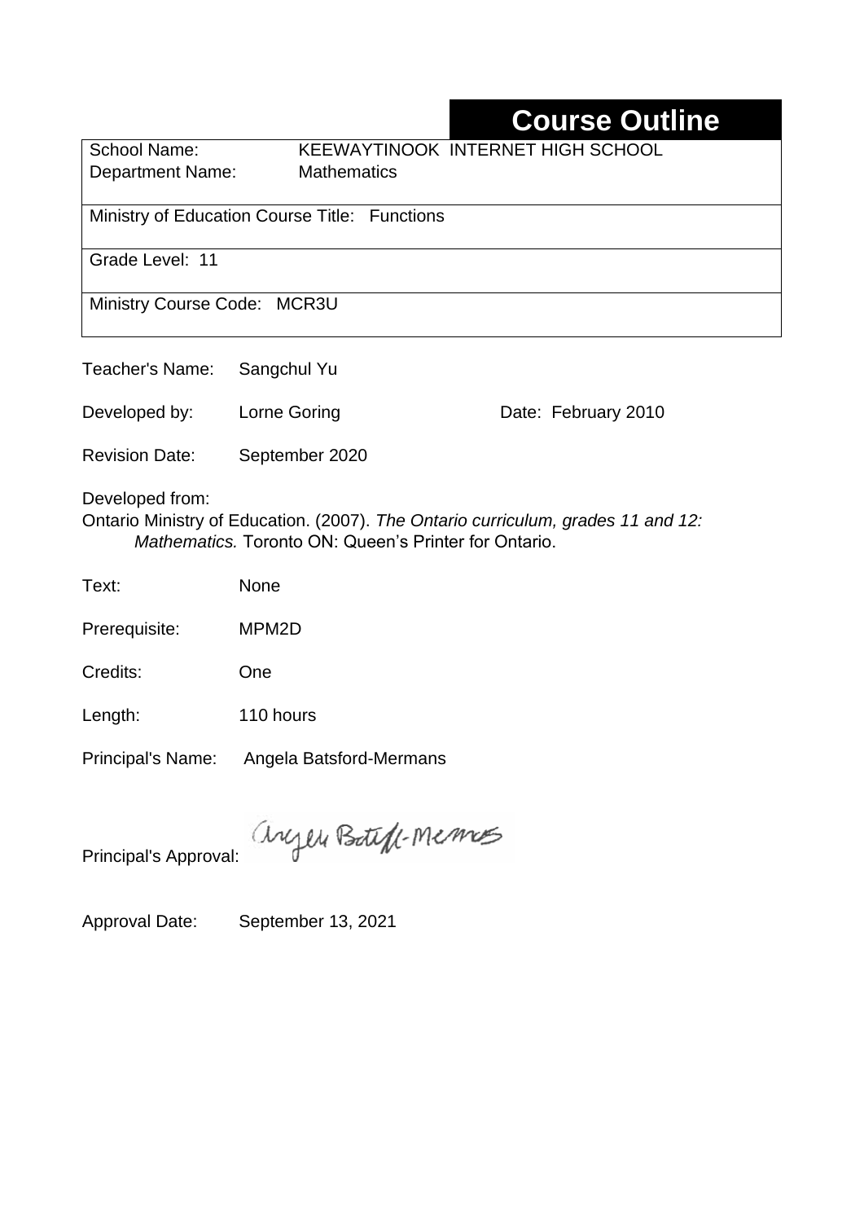# Course Outline

| | |
|---|---|
| School Name: | KEEWAYTINOOK INTERNET HIGH SCHOOL |
| Department Name: | Mathematics |
| Ministry of Education Course Title: Functions | |
| Grade Level: 11 | |
| Ministry Course Code: MCR3U | |

Teacher's Name: Sangchul Yu

Developed by: Lorne Goring    Date: February 2010

Revision Date: September 2020

Developed from:
Ontario Ministry of Education. (2007). *The Ontario curriculum, grades 11 and 12: Mathematics.* Toronto ON: Queen's Printer for Ontario.

Text: None

Prerequisite: MPM2D

Credits: One

Length: 110 hours

Principal's Name: Angela Batsford-Mermans

Principal's Approval: Angela Batsford-Mermans

Approval Date: September 13, 2021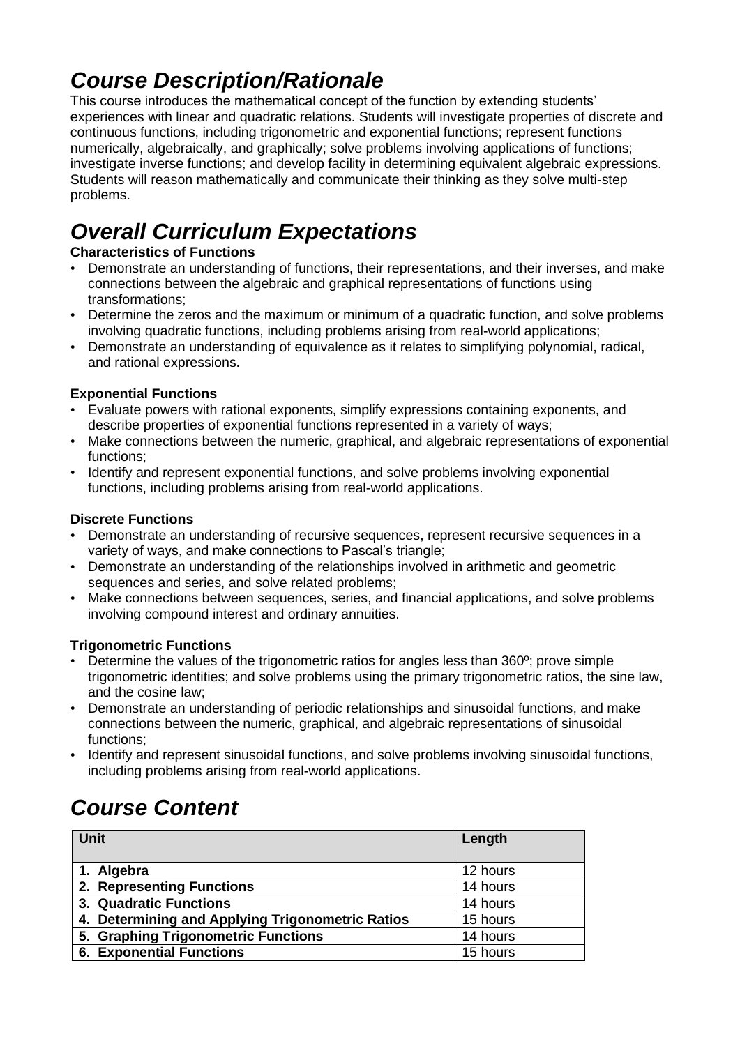# *Course Description/Rationale*

This course introduces the mathematical concept of the function by extending students' experiences with linear and quadratic relations. Students will investigate properties of discrete and continuous functions, including trigonometric and exponential functions; represent functions numerically, algebraically, and graphically; solve problems involving applications of functions; investigate inverse functions; and develop facility in determining equivalent algebraic expressions. Students will reason mathematically and communicate their thinking as they solve multi-step problems.

# *Overall Curriculum Expectations*

**Characteristics of Functions**

- Demonstrate an understanding of functions, their representations, and their inverses, and make connections between the algebraic and graphical representations of functions using transformations;
- Determine the zeros and the maximum or minimum of a quadratic function, and solve problems involving quadratic functions, including problems arising from real-world applications;
- Demonstrate an understanding of equivalence as it relates to simplifying polynomial, radical, and rational expressions.

**Exponential Functions**

- Evaluate powers with rational exponents, simplify expressions containing exponents, and describe properties of exponential functions represented in a variety of ways;
- Make connections between the numeric, graphical, and algebraic representations of exponential functions;
- Identify and represent exponential functions, and solve problems involving exponential functions, including problems arising from real-world applications.

**Discrete Functions**

- Demonstrate an understanding of recursive sequences, represent recursive sequences in a variety of ways, and make connections to Pascal's triangle;
- Demonstrate an understanding of the relationships involved in arithmetic and geometric sequences and series, and solve related problems;
- Make connections between sequences, series, and financial applications, and solve problems involving compound interest and ordinary annuities.

**Trigonometric Functions**

- Determine the values of the trigonometric ratios for angles less than 360º; prove simple trigonometric identities; and solve problems using the primary trigonometric ratios, the sine law, and the cosine law;
- Demonstrate an understanding of periodic relationships and sinusoidal functions, and make connections between the numeric, graphical, and algebraic representations of sinusoidal functions;
- Identify and represent sinusoidal functions, and solve problems involving sinusoidal functions, including problems arising from real-world applications.

# *Course Content*

| Unit | Length |
|---|---|
| **1. Algebra** | 12 hours |
| **2. Representing Functions** | 14 hours |
| **3. Quadratic Functions** | 14 hours |
| **4. Determining and Applying Trigonometric Ratios** | 15 hours |
| **5. Graphing Trigonometric Functions** | 14 hours |
| **6. Exponential Functions** | 15 hours |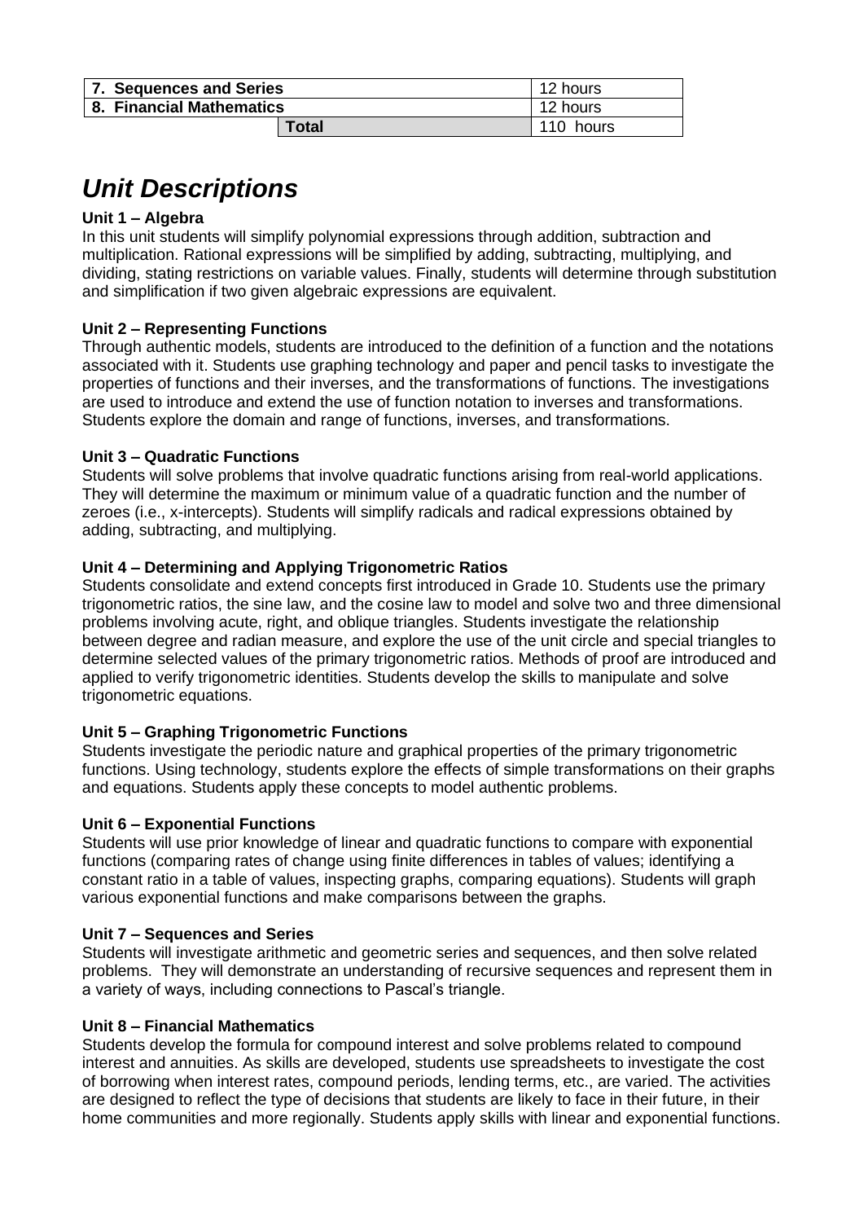| 7. Sequences and Series | 12 hours |
|---|---|
| 8. Financial Mathematics | 12 hours |
| **Total** | 110 hours |

# *Unit Descriptions*

**Unit 1 – Algebra**
In this unit students will simplify polynomial expressions through addition, subtraction and multiplication. Rational expressions will be simplified by adding, subtracting, multiplying, and dividing, stating restrictions on variable values. Finally, students will determine through substitution and simplification if two given algebraic expressions are equivalent.

**Unit 2 – Representing Functions**
Through authentic models, students are introduced to the definition of a function and the notations associated with it. Students use graphing technology and paper and pencil tasks to investigate the properties of functions and their inverses, and the transformations of functions. The investigations are used to introduce and extend the use of function notation to inverses and transformations. Students explore the domain and range of functions, inverses, and transformations.

**Unit 3 – Quadratic Functions**
Students will solve problems that involve quadratic functions arising from real-world applications. They will determine the maximum or minimum value of a quadratic function and the number of zeroes (i.e., x-intercepts). Students will simplify radicals and radical expressions obtained by adding, subtracting, and multiplying.

**Unit 4 – Determining and Applying Trigonometric Ratios**
Students consolidate and extend concepts first introduced in Grade 10. Students use the primary trigonometric ratios, the sine law, and the cosine law to model and solve two and three dimensional problems involving acute, right, and oblique triangles. Students investigate the relationship between degree and radian measure, and explore the use of the unit circle and special triangles to determine selected values of the primary trigonometric ratios. Methods of proof are introduced and applied to verify trigonometric identities. Students develop the skills to manipulate and solve trigonometric equations.

**Unit 5 – Graphing Trigonometric Functions**
Students investigate the periodic nature and graphical properties of the primary trigonometric functions. Using technology, students explore the effects of simple transformations on their graphs and equations. Students apply these concepts to model authentic problems.

**Unit 6 – Exponential Functions**
Students will use prior knowledge of linear and quadratic functions to compare with exponential functions (comparing rates of change using finite differences in tables of values; identifying a constant ratio in a table of values, inspecting graphs, comparing equations). Students will graph various exponential functions and make comparisons between the graphs.

**Unit 7 – Sequences and Series**
Students will investigate arithmetic and geometric series and sequences, and then solve related problems. They will demonstrate an understanding of recursive sequences and represent them in a variety of ways, including connections to Pascal's triangle.

**Unit 8 – Financial Mathematics**
Students develop the formula for compound interest and solve problems related to compound interest and annuities. As skills are developed, students use spreadsheets to investigate the cost of borrowing when interest rates, compound periods, lending terms, etc., are varied. The activities are designed to reflect the type of decisions that students are likely to face in their future, in their home communities and more regionally. Students apply skills with linear and exponential functions.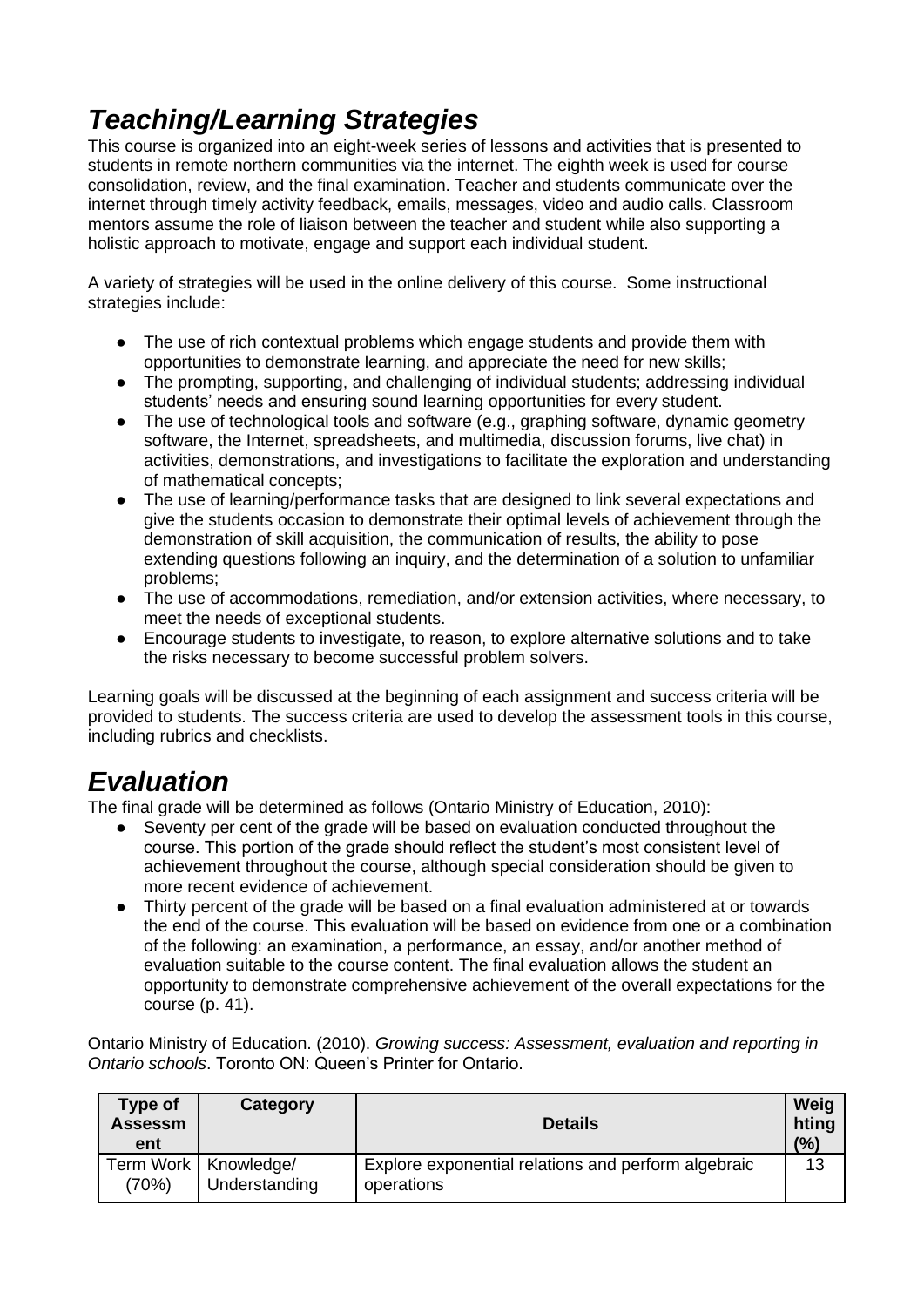## *Teaching/Learning Strategies*

This course is organized into an eight-week series of lessons and activities that is presented to students in remote northern communities via the internet. The eighth week is used for course consolidation, review, and the final examination. Teacher and students communicate over the internet through timely activity feedback, emails, messages, video and audio calls. Classroom mentors assume the role of liaison between the teacher and student while also supporting a holistic approach to motivate, engage and support each individual student.

A variety of strategies will be used in the online delivery of this course. Some instructional strategies include:

- The use of rich contextual problems which engage students and provide them with opportunities to demonstrate learning, and appreciate the need for new skills;
- The prompting, supporting, and challenging of individual students; addressing individual students' needs and ensuring sound learning opportunities for every student.
- The use of technological tools and software (e.g., graphing software, dynamic geometry software, the Internet, spreadsheets, and multimedia, discussion forums, live chat) in activities, demonstrations, and investigations to facilitate the exploration and understanding of mathematical concepts;
- The use of learning/performance tasks that are designed to link several expectations and give the students occasion to demonstrate their optimal levels of achievement through the demonstration of skill acquisition, the communication of results, the ability to pose extending questions following an inquiry, and the determination of a solution to unfamiliar problems;
- The use of accommodations, remediation, and/or extension activities, where necessary, to meet the needs of exceptional students.
- Encourage students to investigate, to reason, to explore alternative solutions and to take the risks necessary to become successful problem solvers.

Learning goals will be discussed at the beginning of each assignment and success criteria will be provided to students. The success criteria are used to develop the assessment tools in this course, including rubrics and checklists.

## *Evaluation*

The final grade will be determined as follows (Ontario Ministry of Education, 2010):

- Seventy per cent of the grade will be based on evaluation conducted throughout the course. This portion of the grade should reflect the student's most consistent level of achievement throughout the course, although special consideration should be given to more recent evidence of achievement.
- Thirty percent of the grade will be based on a final evaluation administered at or towards the end of the course. This evaluation will be based on evidence from one or a combination of the following: an examination, a performance, an essay, and/or another method of evaluation suitable to the course content. The final evaluation allows the student an opportunity to demonstrate comprehensive achievement of the overall expectations for the course (p. 41).

Ontario Ministry of Education. (2010). *Growing success: Assessment, evaluation and reporting in Ontario schools*. Toronto ON: Queen's Printer for Ontario.

| Type of Assessment | Category | Details | Weighting (%) |
|---|---|---|---|
| Term Work (70%) | Knowledge/ Understanding | Explore exponential relations and perform algebraic operations | 13 |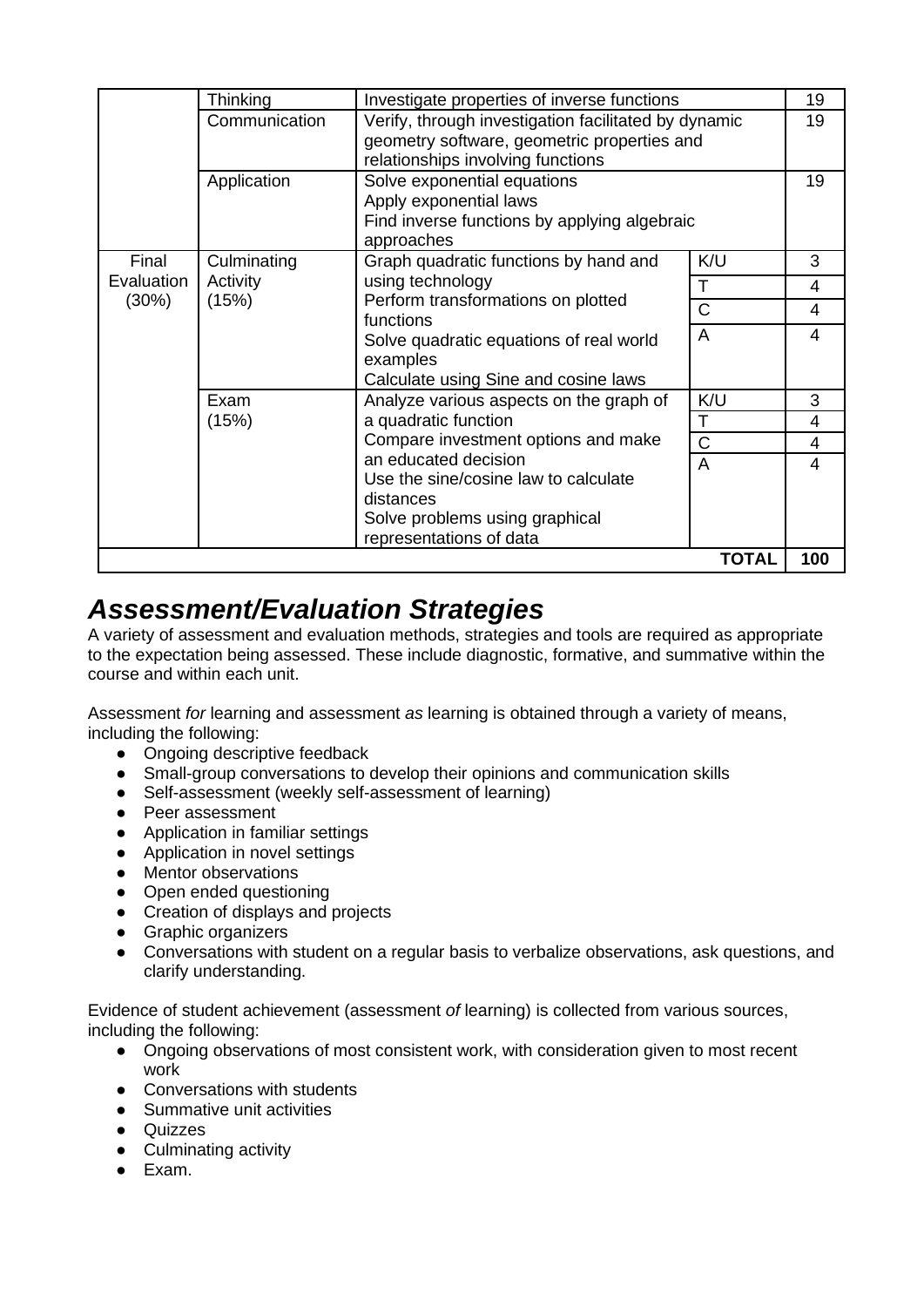| | | | | |
|---|---|---|---|---|
| | Thinking | Investigate properties of inverse functions | | 19 |
| | Communication | Verify, through investigation facilitated by dynamic geometry software, geometric properties and relationships involving functions | | 19 |
| | Application | Solve exponential equations<br>Apply exponential laws<br>Find inverse functions by applying algebraic approaches | | 19 |
| Final Evaluation (30%) | Culminating Activity (15%) | Graph quadratic functions by hand and using technology<br>Perform transformations on plotted functions<br>Solve quadratic equations of real world examples<br>Calculate using Sine and cosine laws | K/U | 3 |
| | | | T | 4 |
| | | | C | 4 |
| | | | A | 4 |
| | Exam (15%) | Analyze various aspects on the graph of a quadratic function<br>Compare investment options and make an educated decision<br>Use the sine/cosine law to calculate distances<br>Solve problems using graphical representations of data | K/U | 3 |
| | | | T | 4 |
| | | | C | 4 |
| | | | A | 4 |
| | | | **TOTAL** | **100** |

## *Assessment/Evaluation Strategies*

A variety of assessment and evaluation methods, strategies and tools are required as appropriate to the expectation being assessed. These include diagnostic, formative, and summative within the course and within each unit.

Assessment *for* learning and assessment *as* learning is obtained through a variety of means, including the following:

- Ongoing descriptive feedback
- Small-group conversations to develop their opinions and communication skills
- Self-assessment (weekly self-assessment of learning)
- Peer assessment
- Application in familiar settings
- Application in novel settings
- Mentor observations
- Open ended questioning
- Creation of displays and projects
- Graphic organizers
- Conversations with student on a regular basis to verbalize observations, ask questions, and clarify understanding.

Evidence of student achievement (assessment *of* learning) is collected from various sources, including the following:

- Ongoing observations of most consistent work, with consideration given to most recent work
- Conversations with students
- Summative unit activities
- Quizzes
- Culminating activity
- Exam.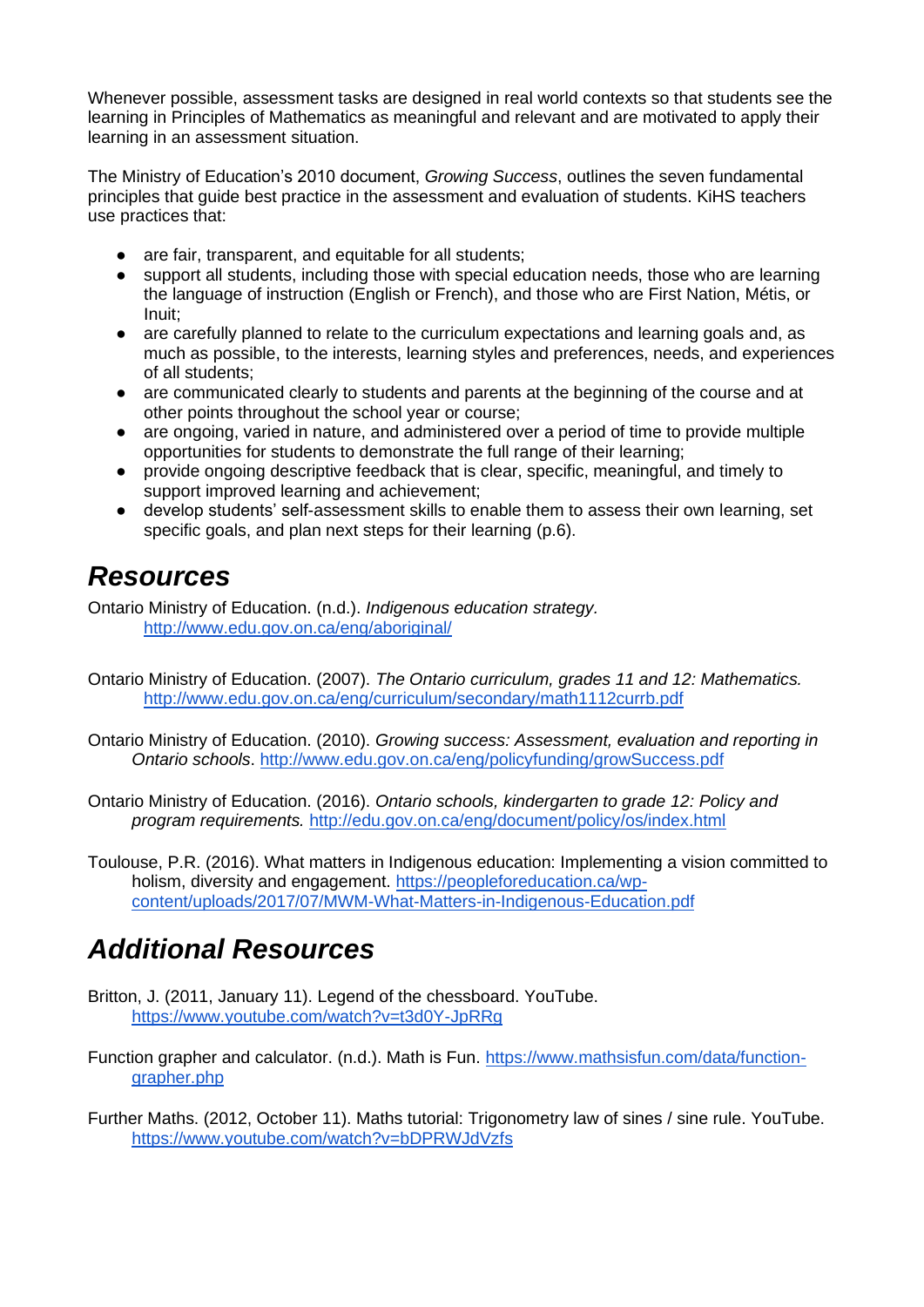Whenever possible, assessment tasks are designed in real world contexts so that students see the learning in Principles of Mathematics as meaningful and relevant and are motivated to apply their learning in an assessment situation.

The Ministry of Education's 2010 document, *Growing Success*, outlines the seven fundamental principles that guide best practice in the assessment and evaluation of students. KiHS teachers use practices that:

- are fair, transparent, and equitable for all students;
- support all students, including those with special education needs, those who are learning the language of instruction (English or French), and those who are First Nation, Métis, or Inuit;
- are carefully planned to relate to the curriculum expectations and learning goals and, as much as possible, to the interests, learning styles and preferences, needs, and experiences of all students;
- are communicated clearly to students and parents at the beginning of the course and at other points throughout the school year or course;
- are ongoing, varied in nature, and administered over a period of time to provide multiple opportunities for students to demonstrate the full range of their learning;
- provide ongoing descriptive feedback that is clear, specific, meaningful, and timely to support improved learning and achievement;
- develop students' self-assessment skills to enable them to assess their own learning, set specific goals, and plan next steps for their learning (p.6).

## *Resources*

Ontario Ministry of Education. (n.d.). *Indigenous education strategy.* http://www.edu.gov.on.ca/eng/aboriginal/

Ontario Ministry of Education. (2007). *The Ontario curriculum, grades 11 and 12: Mathematics.* http://www.edu.gov.on.ca/eng/curriculum/secondary/math1112currb.pdf

Ontario Ministry of Education. (2010). *Growing success: Assessment, evaluation and reporting in Ontario schools*. http://www.edu.gov.on.ca/eng/policyfunding/growSuccess.pdf

Ontario Ministry of Education. (2016). *Ontario schools, kindergarten to grade 12: Policy and program requirements.* http://edu.gov.on.ca/eng/document/policy/os/index.html

Toulouse, P.R. (2016). What matters in Indigenous education: Implementing a vision committed to holism, diversity and engagement. https://peopleforeducation.ca/wp-content/uploads/2017/07/MWM-What-Matters-in-Indigenous-Education.pdf

## *Additional Resources*

Britton, J. (2011, January 11). Legend of the chessboard. YouTube. https://www.youtube.com/watch?v=t3d0Y-JpRRg

Function grapher and calculator. (n.d.). Math is Fun. https://www.mathsisfun.com/data/function-grapher.php

Further Maths. (2012, October 11). Maths tutorial: Trigonometry law of sines / sine rule. YouTube. https://www.youtube.com/watch?v=bDPRWJdVzfs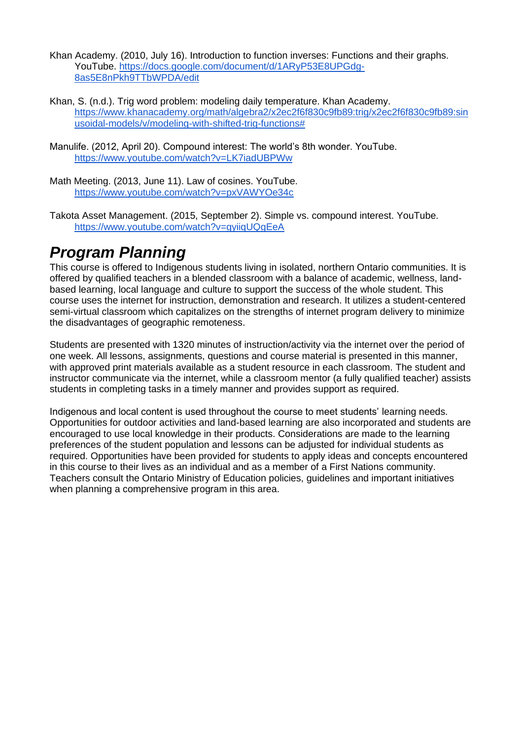Khan Academy. (2010, July 16). Introduction to function inverses: Functions and their graphs. YouTube. https://docs.google.com/document/d/1ARyP53E8UPGdg-8as5E8nPkh9TTbWPDA/edit

Khan, S. (n.d.). Trig word problem: modeling daily temperature. Khan Academy. https://www.khanacademy.org/math/algebra2/x2ec2f6f830c9fb89:trig/x2ec2f6f830c9fb89:sinusoidal-models/v/modeling-with-shifted-trig-functions#

Manulife. (2012, April 20). Compound interest: The world's 8th wonder. YouTube. https://www.youtube.com/watch?v=LK7iadUBPWw

Math Meeting. (2013, June 11). Law of cosines. YouTube. https://www.youtube.com/watch?v=pxVAWYOe34c

Takota Asset Management. (2015, September 2). Simple vs. compound interest. YouTube. https://www.youtube.com/watch?v=gyiiqUQgEeA

## *Program Planning*

This course is offered to Indigenous students living in isolated, northern Ontario communities. It is offered by qualified teachers in a blended classroom with a balance of academic, wellness, land-based learning, local language and culture to support the success of the whole student. This course uses the internet for instruction, demonstration and research. It utilizes a student-centered semi-virtual classroom which capitalizes on the strengths of internet program delivery to minimize the disadvantages of geographic remoteness.

Students are presented with 1320 minutes of instruction/activity via the internet over the period of one week. All lessons, assignments, questions and course material is presented in this manner, with approved print materials available as a student resource in each classroom. The student and instructor communicate via the internet, while a classroom mentor (a fully qualified teacher) assists students in completing tasks in a timely manner and provides support as required.

Indigenous and local content is used throughout the course to meet students' learning needs. Opportunities for outdoor activities and land-based learning are also incorporated and students are encouraged to use local knowledge in their products. Considerations are made to the learning preferences of the student population and lessons can be adjusted for individual students as required. Opportunities have been provided for students to apply ideas and concepts encountered in this course to their lives as an individual and as a member of a First Nations community. Teachers consult the Ontario Ministry of Education policies, guidelines and important initiatives when planning a comprehensive program in this area.